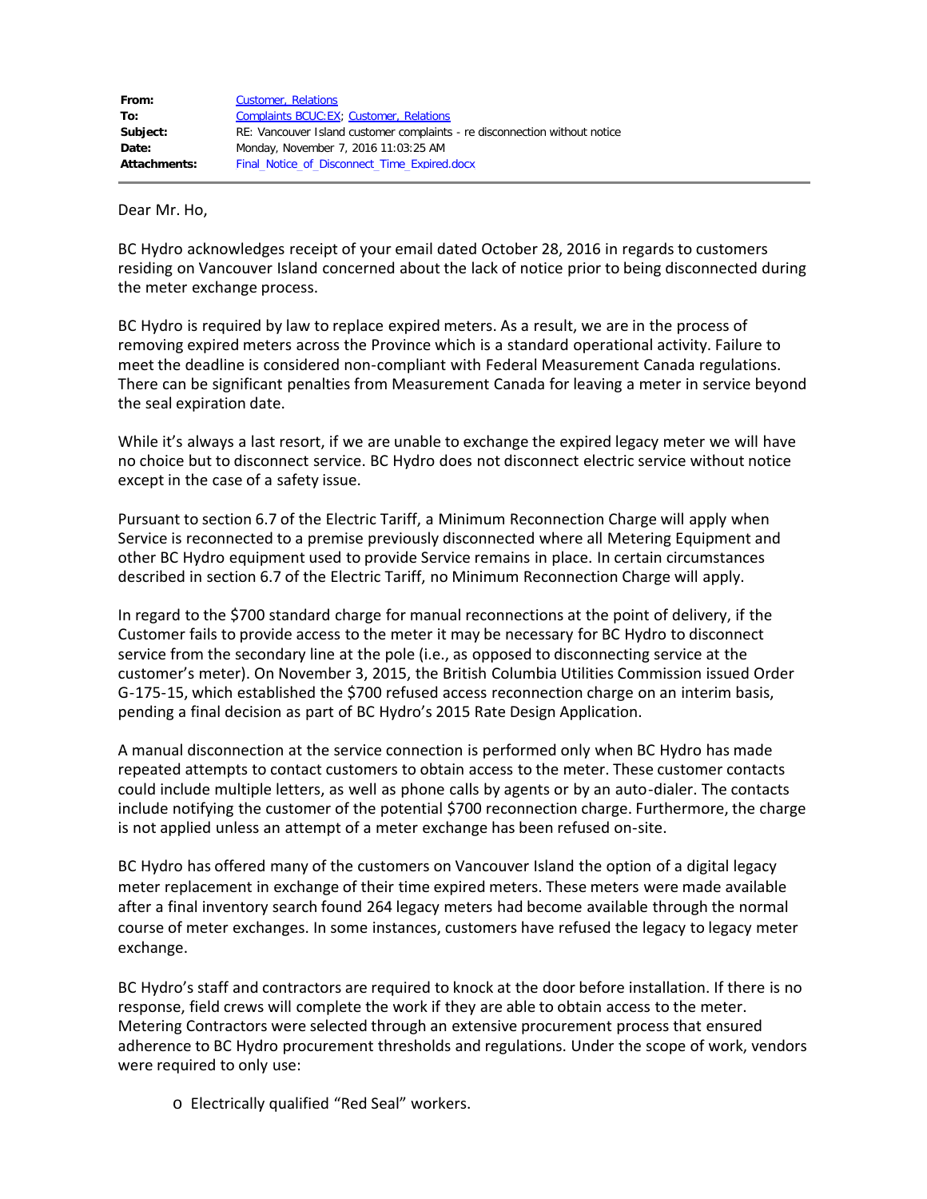| | |
|---|---|
| **From:** | Customer, Relations |
| **To:** | Complaints BCUC:EX; Customer, Relations |
| **Subject:** | RE: Vancouver Island customer complaints - re disconnection without notice |
| **Date:** | Monday, November 7, 2016 11:03:25 AM |
| **Attachments:** | Final_Notice_of_Disconnect_Time_Expired.docx |

Dear Mr. Ho,

BC Hydro acknowledges receipt of your email dated October 28, 2016 in regards to customers residing on Vancouver Island concerned about the lack of notice prior to being disconnected during the meter exchange process.

BC Hydro is required by law to replace expired meters. As a result, we are in the process of removing expired meters across the Province which is a standard operational activity. Failure to meet the deadline is considered non-compliant with Federal Measurement Canada regulations. There can be significant penalties from Measurement Canada for leaving a meter in service beyond the seal expiration date.

While it's always a last resort, if we are unable to exchange the expired legacy meter we will have no choice but to disconnect service. BC Hydro does not disconnect electric service without notice except in the case of a safety issue.

Pursuant to section 6.7 of the Electric Tariff, a Minimum Reconnection Charge will apply when Service is reconnected to a premise previously disconnected where all Metering Equipment and other BC Hydro equipment used to provide Service remains in place. In certain circumstances described in section 6.7 of the Electric Tariff, no Minimum Reconnection Charge will apply.

In regard to the $700 standard charge for manual reconnections at the point of delivery, if the Customer fails to provide access to the meter it may be necessary for BC Hydro to disconnect service from the secondary line at the pole (i.e., as opposed to disconnecting service at the customer's meter). On November 3, 2015, the British Columbia Utilities Commission issued Order G-175-15, which established the $700 refused access reconnection charge on an interim basis, pending a final decision as part of BC Hydro's 2015 Rate Design Application.

A manual disconnection at the service connection is performed only when BC Hydro has made repeated attempts to contact customers to obtain access to the meter. These customer contacts could include multiple letters, as well as phone calls by agents or by an auto-dialer. The contacts include notifying the customer of the potential $700 reconnection charge. Furthermore, the charge is not applied unless an attempt of a meter exchange has been refused on-site.

BC Hydro has offered many of the customers on Vancouver Island the option of a digital legacy meter replacement in exchange of their time expired meters. These meters were made available after a final inventory search found 264 legacy meters had become available through the normal course of meter exchanges. In some instances, customers have refused the legacy to legacy meter exchange.

BC Hydro's staff and contractors are required to knock at the door before installation. If there is no response, field crews will complete the work if they are able to obtain access to the meter. Metering Contractors were selected through an extensive procurement process that ensured adherence to BC Hydro procurement thresholds and regulations. Under the scope of work, vendors were required to only use:

- Electrically qualified "Red Seal" workers.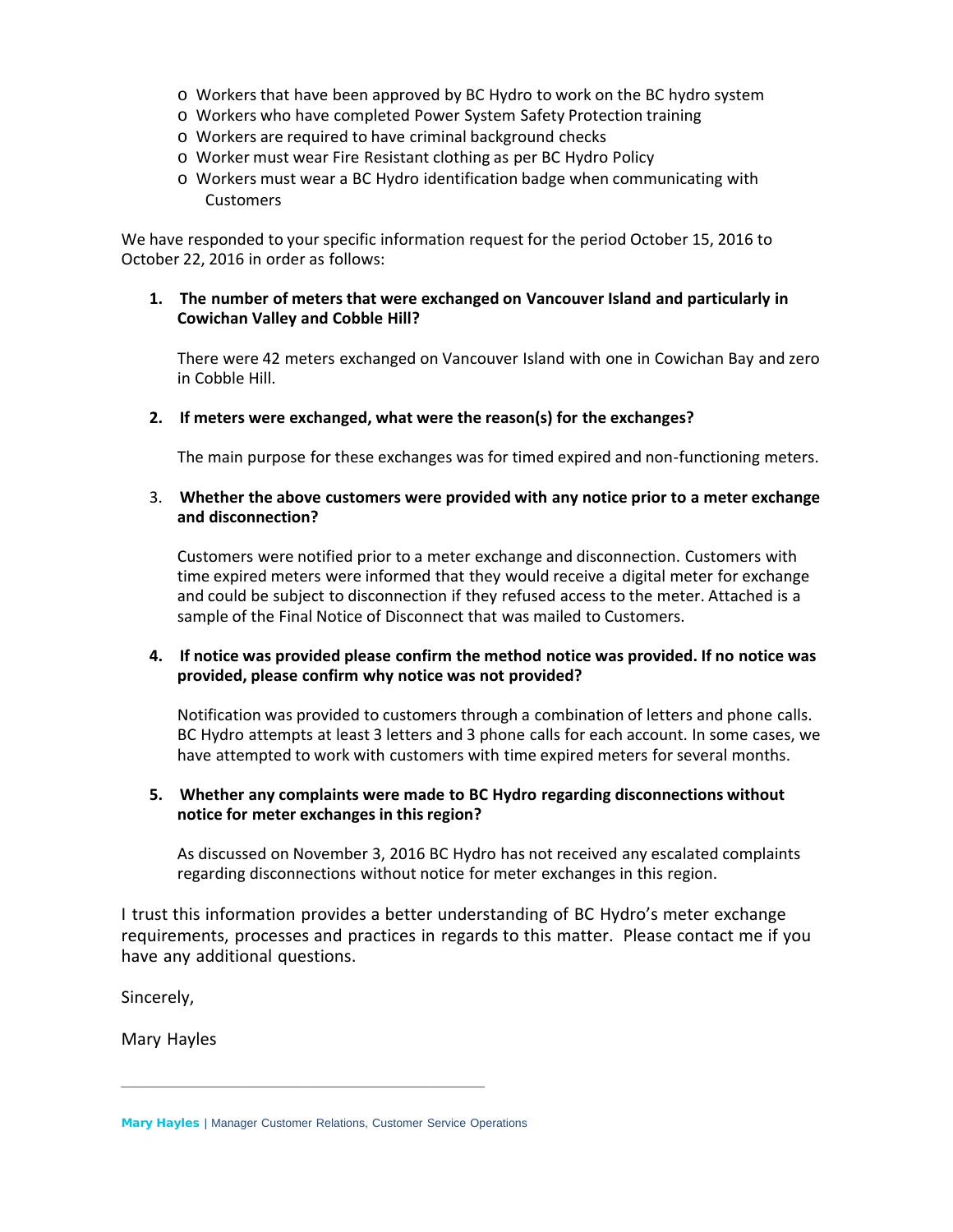- Workers that have been approved by BC Hydro to work on the BC hydro system
- Workers who have completed Power System Safety Protection training
- Workers are required to have criminal background checks
- Worker must wear Fire Resistant clothing as per BC Hydro Policy
- Workers must wear a BC Hydro identification badge when communicating with Customers

We have responded to your specific information request for the period October 15, 2016 to October 22, 2016 in order as follows:

1. **The number of meters that were exchanged on Vancouver Island and particularly in Cowichan Valley and Cobble Hill?**

   There were 42 meters exchanged on Vancouver Island with one in Cowichan Bay and zero in Cobble Hill.

2. **If meters were exchanged, what were the reason(s) for the exchanges?**

   The main purpose for these exchanges was for timed expired and non-functioning meters.

3. **Whether the above customers were provided with any notice prior to a meter exchange and disconnection?**

   Customers were notified prior to a meter exchange and disconnection. Customers with time expired meters were informed that they would receive a digital meter for exchange and could be subject to disconnection if they refused access to the meter. Attached is a sample of the Final Notice of Disconnect that was mailed to Customers.

4. **If notice was provided please confirm the method notice was provided. If no notice was provided, please confirm why notice was not provided?**

   Notification was provided to customers through a combination of letters and phone calls. BC Hydro attempts at least 3 letters and 3 phone calls for each account. In some cases, we have attempted to work with customers with time expired meters for several months.

5. **Whether any complaints were made to BC Hydro regarding disconnections without notice for meter exchanges in this region?**

   As discussed on November 3, 2016 BC Hydro has not received any escalated complaints regarding disconnections without notice for meter exchanges in this region.

I trust this information provides a better understanding of BC Hydro's meter exchange requirements, processes and practices in regards to this matter. Please contact me if you have any additional questions.

Sincerely,

Mary Hayles

---

**Mary Hayles** | Manager Customer Relations, Customer Service Operations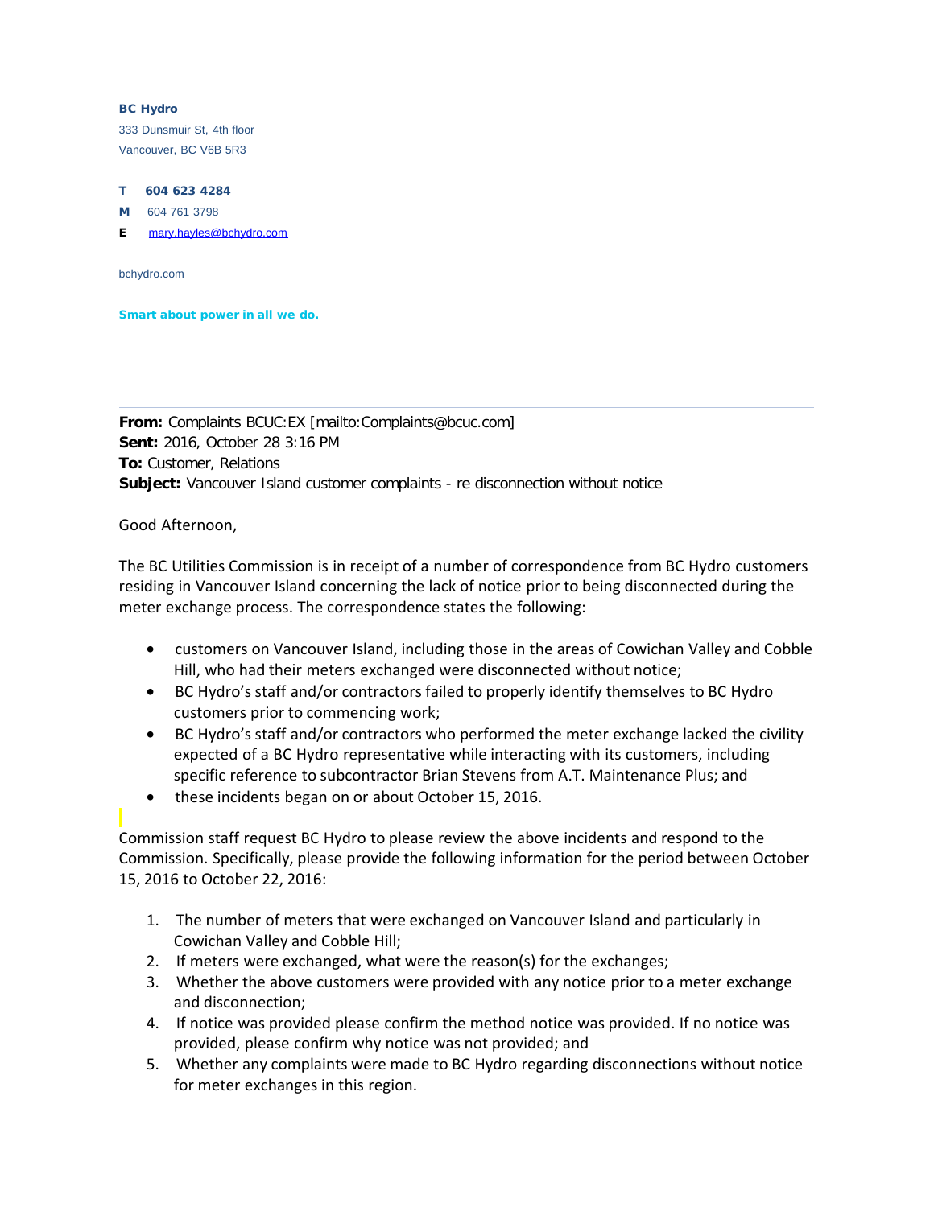**BC Hydro**

333 Dunsmuir St, 4th floor

Vancouver, BC V6B 5R3

**T** **604 623 4284**

**M** 604 761 3798

**E** mary.hayles@bchydro.com

bchydro.com

**Smart about power in all we do.**

---

**From:** Complaints BCUC:EX [mailto:Complaints@bcuc.com]
**Sent:** 2016, October 28 3:16 PM
**To:** Customer, Relations
**Subject:** Vancouver Island customer complaints - re disconnection without notice

Good Afternoon,

The BC Utilities Commission is in receipt of a number of correspondence from BC Hydro customers residing in Vancouver Island concerning the lack of notice prior to being disconnected during the meter exchange process. The correspondence states the following:

- customers on Vancouver Island, including those in the areas of Cowichan Valley and Cobble Hill, who had their meters exchanged were disconnected without notice;
- BC Hydro's staff and/or contractors failed to properly identify themselves to BC Hydro customers prior to commencing work;
- BC Hydro's staff and/or contractors who performed the meter exchange lacked the civility expected of a BC Hydro representative while interacting with its customers, including specific reference to subcontractor Brian Stevens from A.T. Maintenance Plus; and
- these incidents began on or about October 15, 2016.

Commission staff request BC Hydro to please review the above incidents and respond to the Commission. Specifically, please provide the following information for the period between October 15, 2016 to October 22, 2016:

1. The number of meters that were exchanged on Vancouver Island and particularly in Cowichan Valley and Cobble Hill;
2. If meters were exchanged, what were the reason(s) for the exchanges;
3. Whether the above customers were provided with any notice prior to a meter exchange and disconnection;
4. If notice was provided please confirm the method notice was provided. If no notice was provided, please confirm why notice was not provided; and
5. Whether any complaints were made to BC Hydro regarding disconnections without notice for meter exchanges in this region.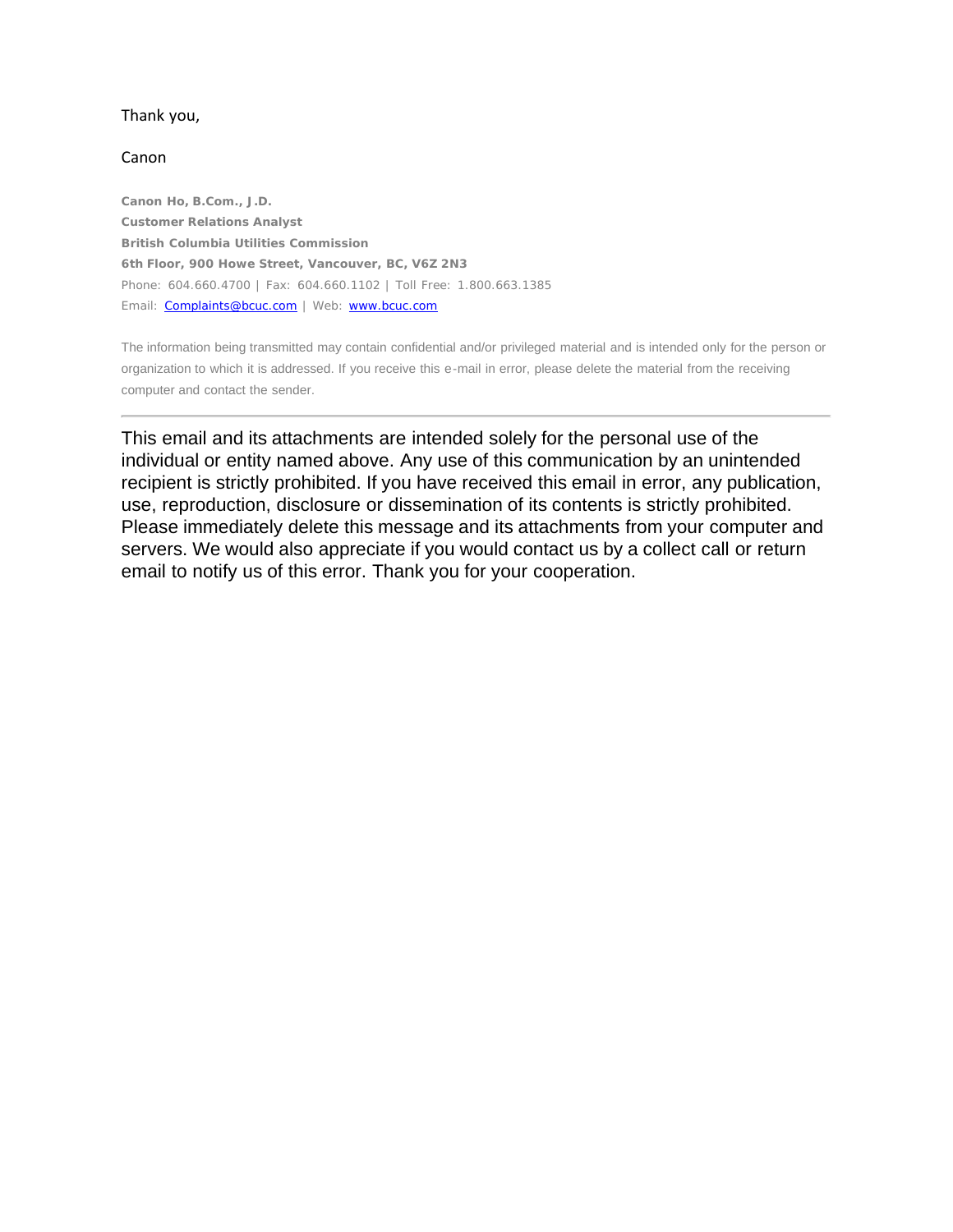Thank you,

Canon

**Canon Ho, B.Com., J.D.**
**Customer Relations Analyst**
**British Columbia Utilities Commission**
**6th Floor, 900 Howe Street, Vancouver, BC, V6Z 2N3**
Phone: 604.660.4700 | Fax: 604.660.1102 | Toll Free: 1.800.663.1385
Email: [Complaints@bcuc.com](mailto:Complaints@bcuc.com) | Web: [www.bcuc.com](http://www.bcuc.com)

The information being transmitted may contain confidential and/or privileged material and is intended only for the person or organization to which it is addressed. If you receive this e-mail in error, please delete the material from the receiving computer and contact the sender.

---

This email and its attachments are intended solely for the personal use of the individual or entity named above. Any use of this communication by an unintended recipient is strictly prohibited. If you have received this email in error, any publication, use, reproduction, disclosure or dissemination of its contents is strictly prohibited. Please immediately delete this message and its attachments from your computer and servers. We would also appreciate if you would contact us by a collect call or return email to notify us of this error. Thank you for your cooperation.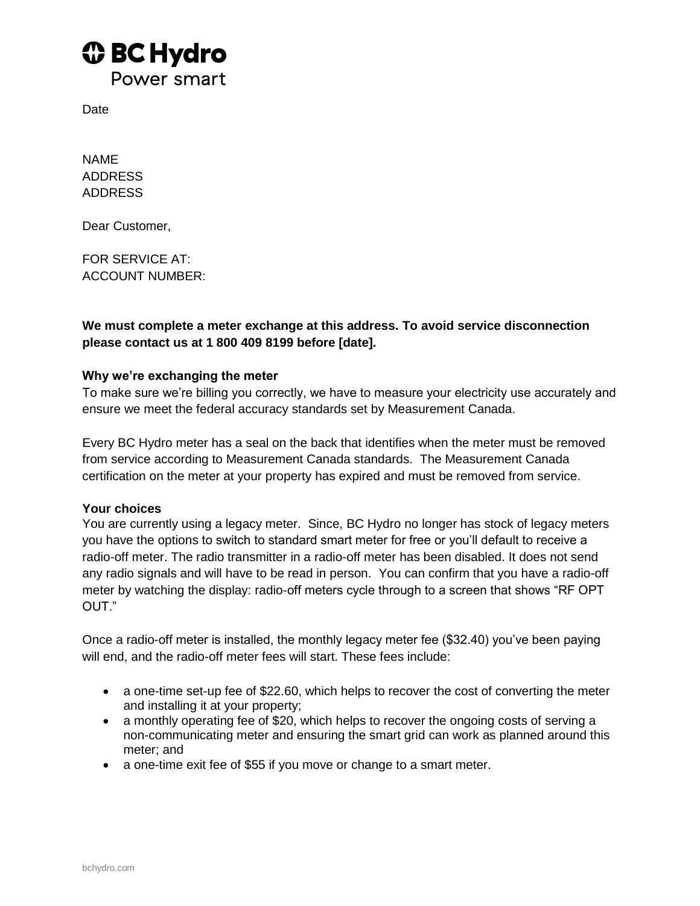**BC Hydro**
Power smart

Date

NAME
ADDRESS
ADDRESS

Dear Customer,

FOR SERVICE AT:
ACCOUNT NUMBER:

**We must complete a meter exchange at this address. To avoid service disconnection please contact us at 1 800 409 8199 before [date].**

**Why we're exchanging the meter**
To make sure we're billing you correctly, we have to measure your electricity use accurately and ensure we meet the federal accuracy standards set by Measurement Canada.

Every BC Hydro meter has a seal on the back that identifies when the meter must be removed from service according to Measurement Canada standards. The Measurement Canada certification on the meter at your property has expired and must be removed from service.

**Your choices**
You are currently using a legacy meter. Since, BC Hydro no longer has stock of legacy meters you have the options to switch to standard smart meter for free or you'll default to receive a radio-off meter. The radio transmitter in a radio-off meter has been disabled. It does not send any radio signals and will have to be read in person. You can confirm that you have a radio-off meter by watching the display: radio-off meters cycle through to a screen that shows "RF OPT OUT."

Once a radio-off meter is installed, the monthly legacy meter fee ($32.40) you've been paying will end, and the radio-off meter fees will start. These fees include:

- a one-time set-up fee of $22.60, which helps to recover the cost of converting the meter and installing it at your property;
- a monthly operating fee of $20, which helps to recover the ongoing costs of serving a non-communicating meter and ensuring the smart grid can work as planned around this meter; and
- a one-time exit fee of $55 if you move or change to a smart meter.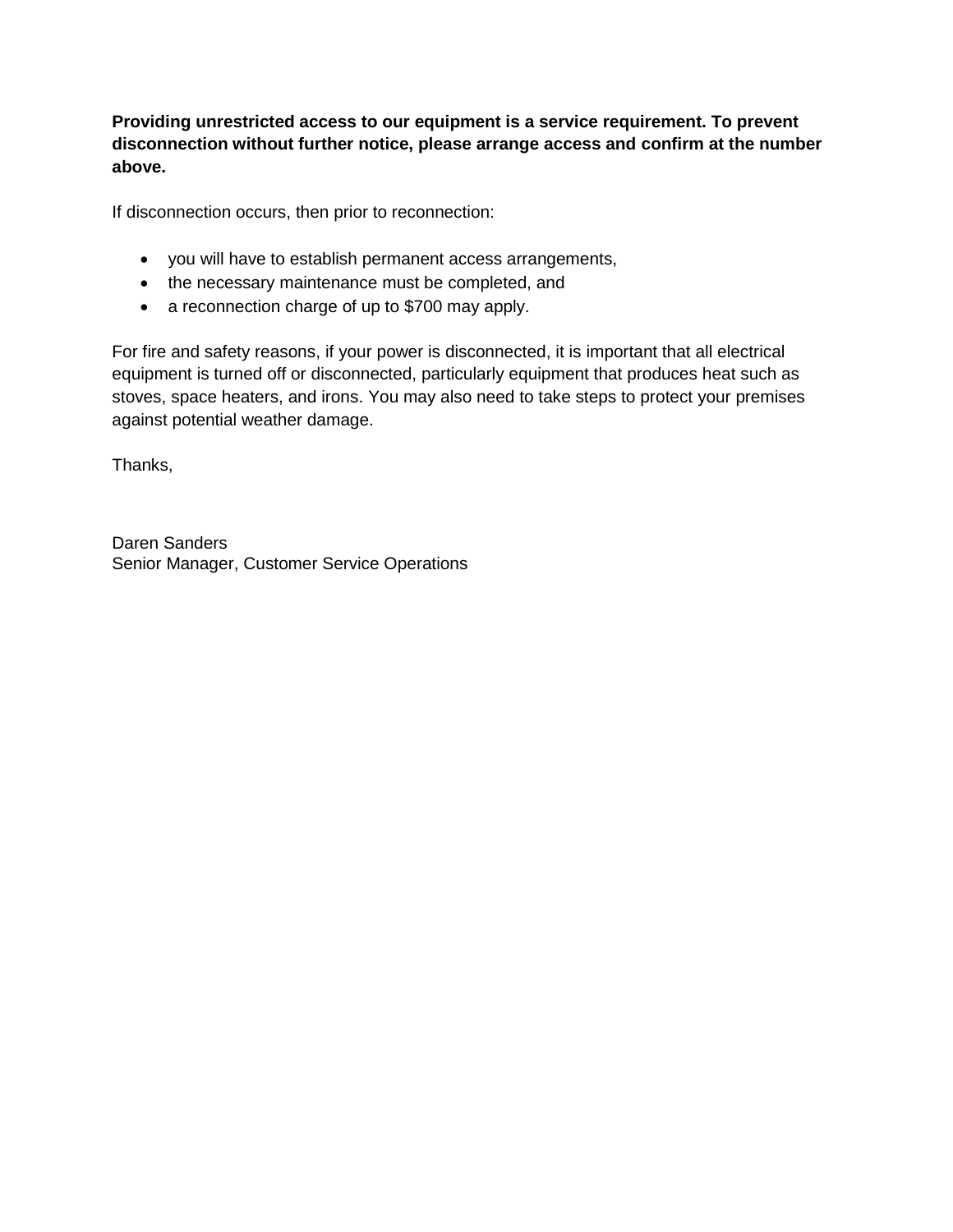**Providing unrestricted access to our equipment is a service requirement. To prevent disconnection without further notice, please arrange access and confirm at the number above.**

If disconnection occurs, then prior to reconnection:

- you will have to establish permanent access arrangements,
- the necessary maintenance must be completed, and
- a reconnection charge of up to $700 may apply.

For fire and safety reasons, if your power is disconnected, it is important that all electrical equipment is turned off or disconnected, particularly equipment that produces heat such as stoves, space heaters, and irons. You may also need to take steps to protect your premises against potential weather damage.

Thanks,

Daren Sanders
Senior Manager, Customer Service Operations